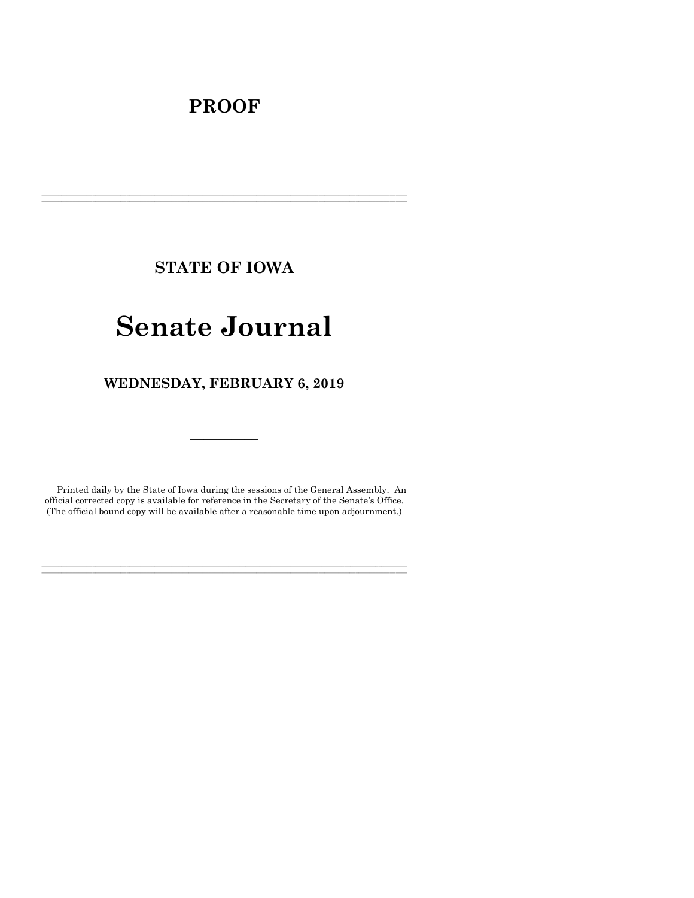# PROOF

---

## STATE OF IOWA

# Senate Journal

## WEDNESDAY, FEBRUARY 6, 2019

---

Printed daily by the State of Iowa during the sessions of the General Assembly. An official corrected copy is available for reference in the Secretary of the Senate's Office. (The official bound copy will be available after a reasonable time upon adjournment.)

---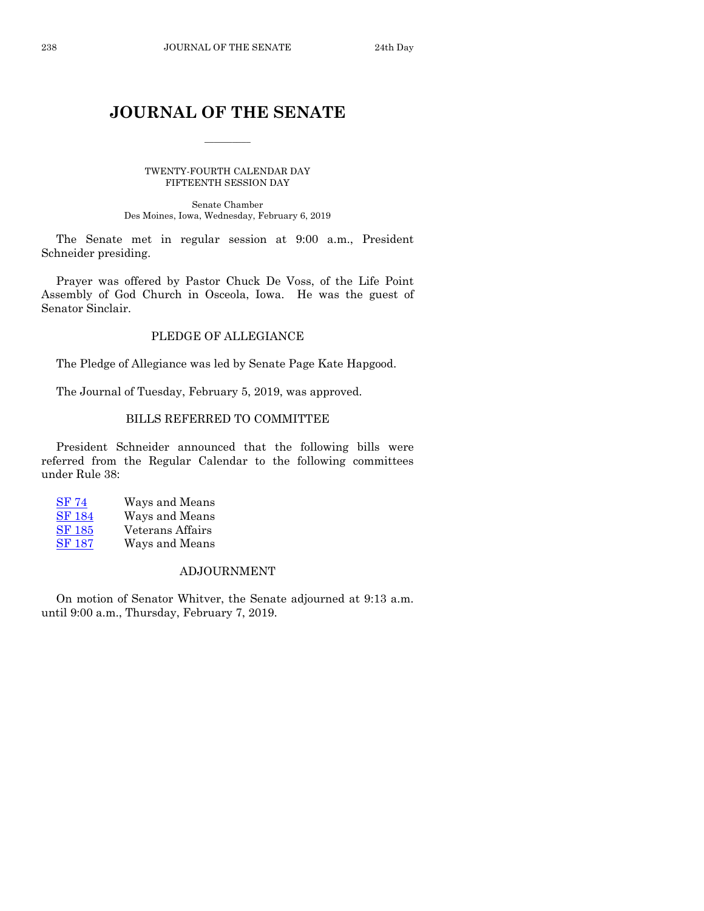# JOURNAL OF THE SENATE

TWENTY-FOURTH CALENDAR DAY
FIFTEENTH SESSION DAY

Senate Chamber
Des Moines, Iowa, Wednesday, February 6, 2019

The Senate met in regular session at 9:00 a.m., President Schneider presiding.

Prayer was offered by Pastor Chuck De Voss, of the Life Point Assembly of God Church in Osceola, Iowa. He was the guest of Senator Sinclair.

## PLEDGE OF ALLEGIANCE

The Pledge of Allegiance was led by Senate Page Kate Hapgood.

The Journal of Tuesday, February 5, 2019, was approved.

## BILLS REFERRED TO COMMITTEE

President Schneider announced that the following bills were referred from the Regular Calendar to the following committees under Rule 38:

| | |
|---|---|
| SF 74 | Ways and Means |
| SF 184 | Ways and Means |
| SF 185 | Veterans Affairs |
| SF 187 | Ways and Means |

## ADJOURNMENT

On motion of Senator Whitver, the Senate adjourned at 9:13 a.m. until 9:00 a.m., Thursday, February 7, 2019.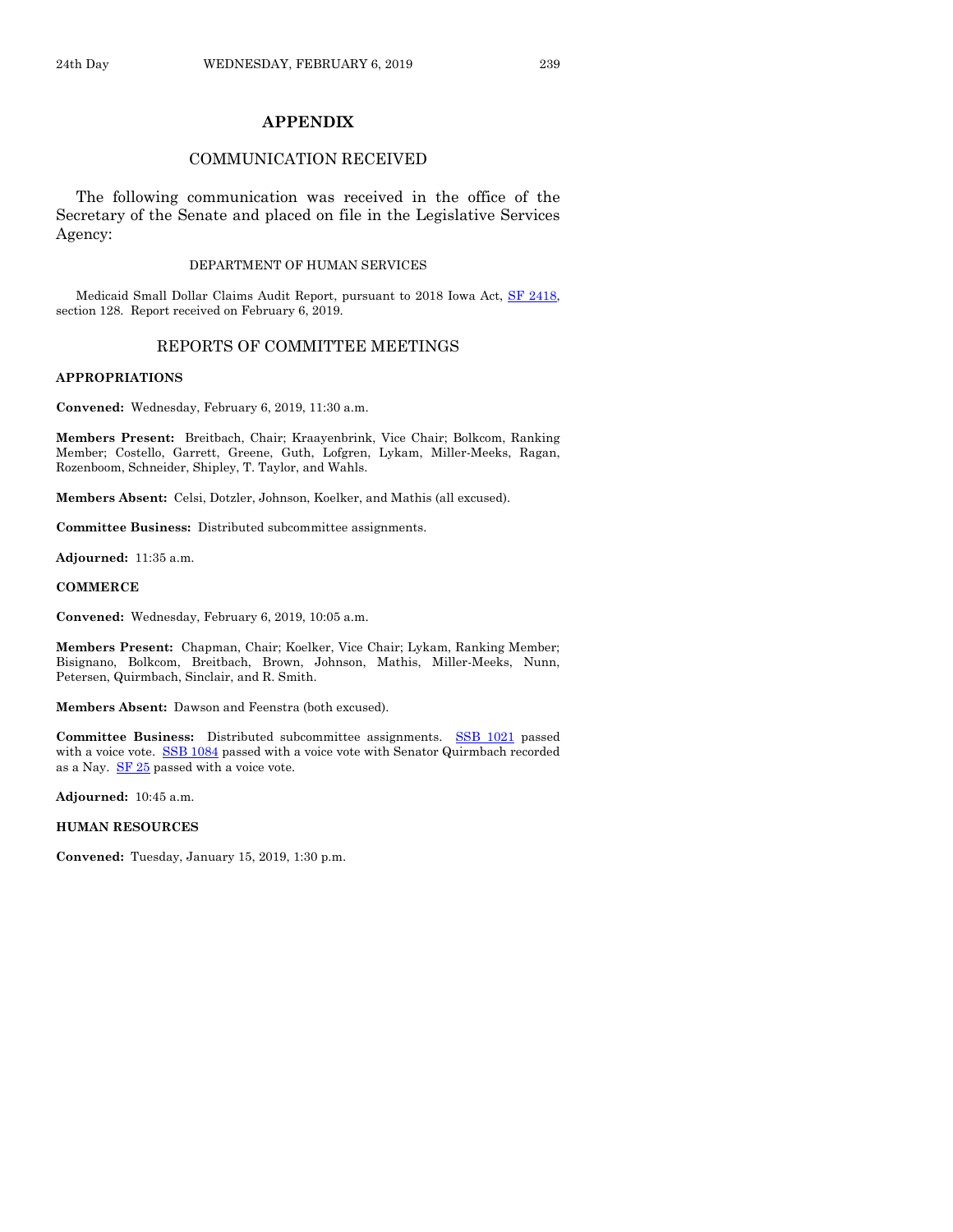# APPENDIX

## COMMUNICATION RECEIVED

The following communication was received in the office of the Secretary of the Senate and placed on file in the Legislative Services Agency:

DEPARTMENT OF HUMAN SERVICES

Medicaid Small Dollar Claims Audit Report, pursuant to 2018 Iowa Act, SF 2418, section 128. Report received on February 6, 2019.

## REPORTS OF COMMITTEE MEETINGS

**APPROPRIATIONS**

**Convened:** Wednesday, February 6, 2019, 11:30 a.m.

**Members Present:** Breitbach, Chair; Kraayenbrink, Vice Chair; Bolkcom, Ranking Member; Costello, Garrett, Greene, Guth, Lofgren, Lykam, Miller-Meeks, Ragan, Rozenboom, Schneider, Shipley, T. Taylor, and Wahls.

**Members Absent:** Celsi, Dotzler, Johnson, Koelker, and Mathis (all excused).

**Committee Business:** Distributed subcommittee assignments.

**Adjourned:** 11:35 a.m.

**COMMERCE**

**Convened:** Wednesday, February 6, 2019, 10:05 a.m.

**Members Present:** Chapman, Chair; Koelker, Vice Chair; Lykam, Ranking Member; Bisignano, Bolkcom, Breitbach, Brown, Johnson, Mathis, Miller-Meeks, Nunn, Petersen, Quirmbach, Sinclair, and R. Smith.

**Members Absent:** Dawson and Feenstra (both excused).

**Committee Business:** Distributed subcommittee assignments. SSB 1021 passed with a voice vote. SSB 1084 passed with a voice vote with Senator Quirmbach recorded as a Nay. SF 25 passed with a voice vote.

**Adjourned:** 10:45 a.m.

**HUMAN RESOURCES**

**Convened:** Tuesday, January 15, 2019, 1:30 p.m.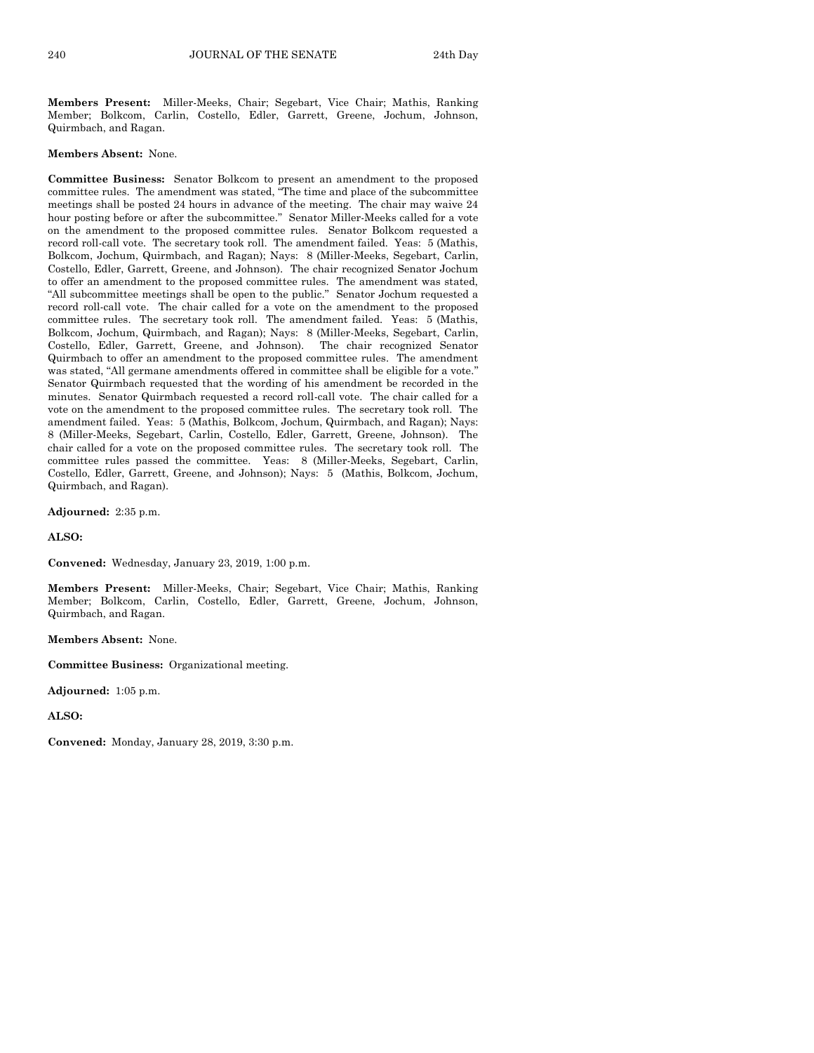**Members Present:** Miller-Meeks, Chair; Segebart, Vice Chair; Mathis, Ranking Member; Bolkcom, Carlin, Costello, Edler, Garrett, Greene, Jochum, Johnson, Quirmbach, and Ragan.

**Members Absent:** None.

**Committee Business:** Senator Bolkcom to present an amendment to the proposed committee rules. The amendment was stated, "The time and place of the subcommittee meetings shall be posted 24 hours in advance of the meeting. The chair may waive 24 hour posting before or after the subcommittee." Senator Miller-Meeks called for a vote on the amendment to the proposed committee rules. Senator Bolkcom requested a record roll-call vote. The secretary took roll. The amendment failed. Yeas: 5 (Mathis, Bolkcom, Jochum, Quirmbach, and Ragan); Nays: 8 (Miller-Meeks, Segebart, Carlin, Costello, Edler, Garrett, Greene, and Johnson). The chair recognized Senator Jochum to offer an amendment to the proposed committee rules. The amendment was stated, "All subcommittee meetings shall be open to the public." Senator Jochum requested a record roll-call vote. The chair called for a vote on the amendment to the proposed committee rules. The secretary took roll. The amendment failed. Yeas: 5 (Mathis, Bolkcom, Jochum, Quirmbach, and Ragan); Nays: 8 (Miller-Meeks, Segebart, Carlin, Costello, Edler, Garrett, Greene, and Johnson). The chair recognized Senator Quirmbach to offer an amendment to the proposed committee rules. The amendment was stated, "All germane amendments offered in committee shall be eligible for a vote." Senator Quirmbach requested that the wording of his amendment be recorded in the minutes. Senator Quirmbach requested a record roll-call vote. The chair called for a vote on the amendment to the proposed committee rules. The secretary took roll. The amendment failed. Yeas: 5 (Mathis, Bolkcom, Jochum, Quirmbach, and Ragan); Nays: 8 (Miller-Meeks, Segebart, Carlin, Costello, Edler, Garrett, Greene, Johnson). The chair called for a vote on the proposed committee rules. The secretary took roll. The committee rules passed the committee. Yeas: 8 (Miller-Meeks, Segebart, Carlin, Costello, Edler, Garrett, Greene, and Johnson); Nays: 5 (Mathis, Bolkcom, Jochum, Quirmbach, and Ragan).

**Adjourned:** 2:35 p.m.

**ALSO:**

**Convened:** Wednesday, January 23, 2019, 1:00 p.m.

**Members Present:** Miller-Meeks, Chair; Segebart, Vice Chair; Mathis, Ranking Member; Bolkcom, Carlin, Costello, Edler, Garrett, Greene, Jochum, Johnson, Quirmbach, and Ragan.

**Members Absent:** None.

**Committee Business:** Organizational meeting.

**Adjourned:** 1:05 p.m.

**ALSO:**

**Convened:** Monday, January 28, 2019, 3:30 p.m.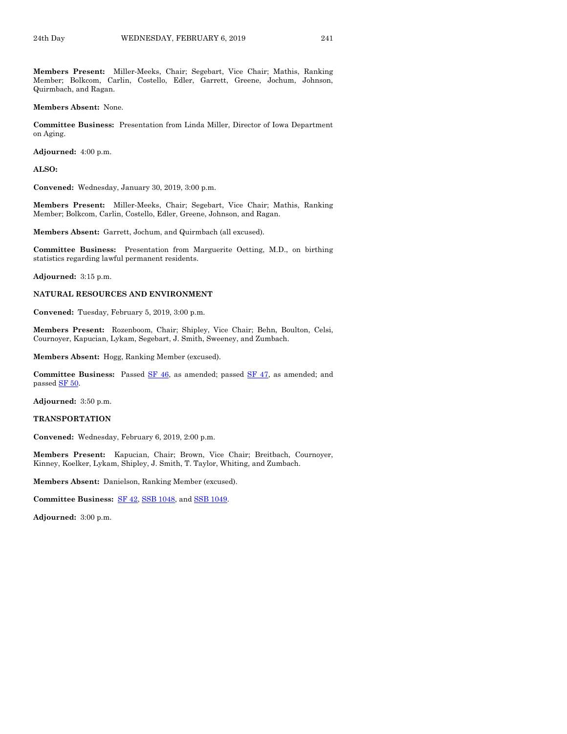**Members Present:** Miller-Meeks, Chair; Segebart, Vice Chair; Mathis, Ranking Member; Bolkcom, Carlin, Costello, Edler, Garrett, Greene, Jochum, Johnson, Quirmbach, and Ragan.

**Members Absent:** None.

**Committee Business:** Presentation from Linda Miller, Director of Iowa Department on Aging.

**Adjourned:** 4:00 p.m.

**ALSO:**

**Convened:** Wednesday, January 30, 2019, 3:00 p.m.

**Members Present:** Miller-Meeks, Chair; Segebart, Vice Chair; Mathis, Ranking Member; Bolkcom, Carlin, Costello, Edler, Greene, Johnson, and Ragan.

**Members Absent:** Garrett, Jochum, and Quirmbach (all excused).

**Committee Business:** Presentation from Marguerite Oetting, M.D., on birthing statistics regarding lawful permanent residents.

**Adjourned:** 3:15 p.m.

**NATURAL RESOURCES AND ENVIRONMENT**

**Convened:** Tuesday, February 5, 2019, 3:00 p.m.

**Members Present:** Rozenboom, Chair; Shipley, Vice Chair; Behn, Boulton, Celsi, Cournoyer, Kapucian, Lykam, Segebart, J. Smith, Sweeney, and Zumbach.

**Members Absent:** Hogg, Ranking Member (excused).

**Committee Business:** Passed SF 46, as amended; passed SF 47, as amended; and passed SF 50.

**Adjourned:** 3:50 p.m.

**TRANSPORTATION**

**Convened:** Wednesday, February 6, 2019, 2:00 p.m.

**Members Present:** Kapucian, Chair; Brown, Vice Chair; Breitbach, Cournoyer, Kinney, Koelker, Lykam, Shipley, J. Smith, T. Taylor, Whiting, and Zumbach.

**Members Absent:** Danielson, Ranking Member (excused).

**Committee Business:** SF 42, SSB 1048, and SSB 1049.

**Adjourned:** 3:00 p.m.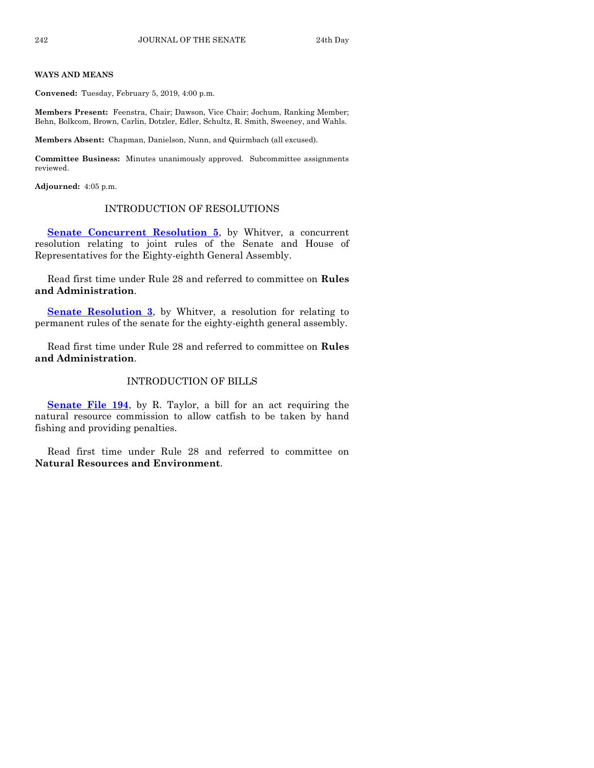**WAYS AND MEANS**

**Convened:** Tuesday, February 5, 2019, 4:00 p.m.

**Members Present:** Feenstra, Chair; Dawson, Vice Chair; Jochum, Ranking Member; Behn, Bolkcom, Brown, Carlin, Dotzler, Edler, Schultz, R. Smith, Sweeney, and Wahls.

**Members Absent:** Chapman, Danielson, Nunn, and Quirmbach (all excused).

**Committee Business:** Minutes unanimously approved. Subcommittee assignments reviewed.

**Adjourned:** 4:05 p.m.

## INTRODUCTION OF RESOLUTIONS

**Senate Concurrent Resolution 5**, by Whitver, a concurrent resolution relating to joint rules of the Senate and House of Representatives for the Eighty-eighth General Assembly.

Read first time under Rule 28 and referred to committee on **Rules and Administration**.

**Senate Resolution 3**, by Whitver, a resolution for relating to permanent rules of the senate for the eighty-eighth general assembly.

Read first time under Rule 28 and referred to committee on **Rules and Administration**.

## INTRODUCTION OF BILLS

**Senate File 194**, by R. Taylor, a bill for an act requiring the natural resource commission to allow catfish to be taken by hand fishing and providing penalties.

Read first time under Rule 28 and referred to committee on **Natural Resources and Environment**.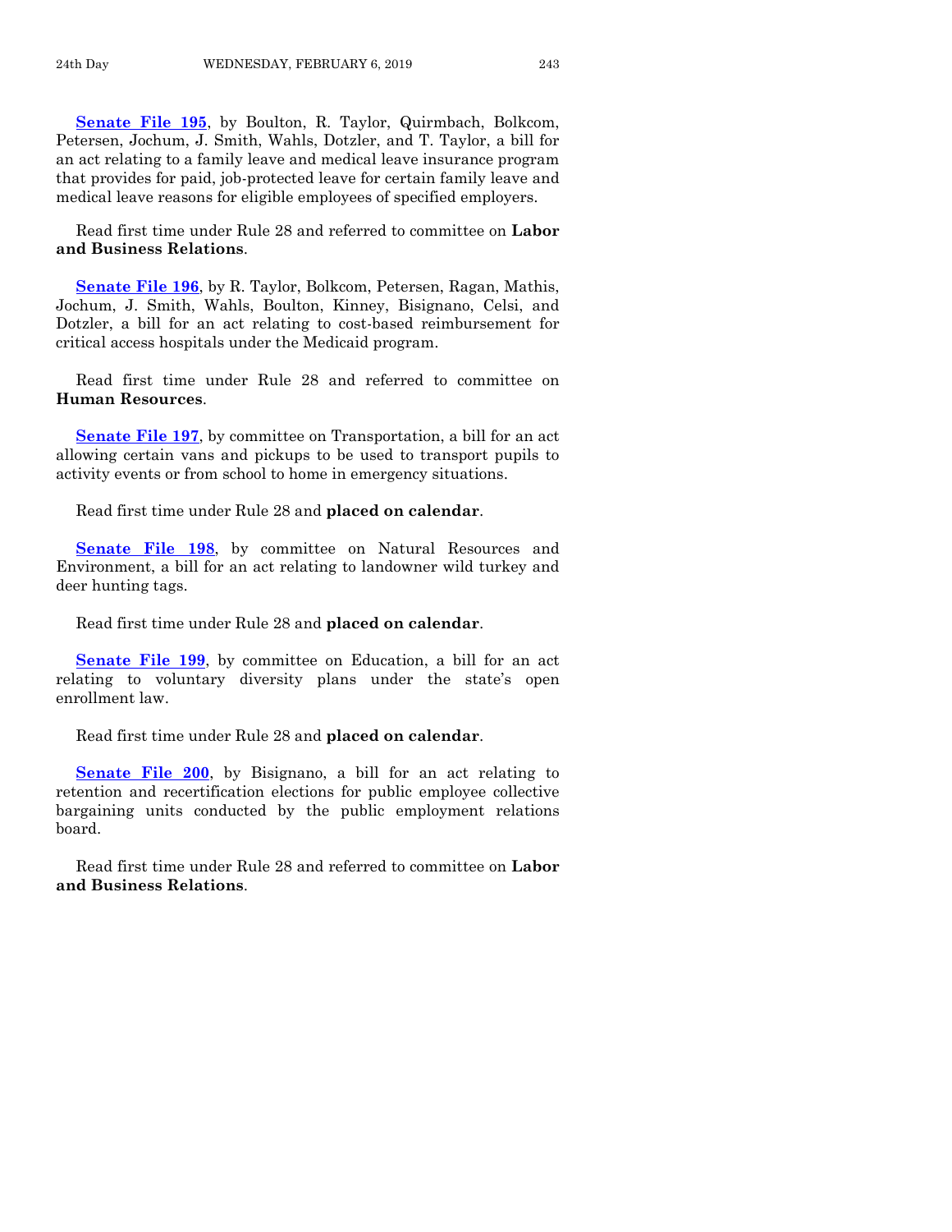**Senate File 195**, by Boulton, R. Taylor, Quirmbach, Bolkcom, Petersen, Jochum, J. Smith, Wahls, Dotzler, and T. Taylor, a bill for an act relating to a family leave and medical leave insurance program that provides for paid, job-protected leave for certain family leave and medical leave reasons for eligible employees of specified employers.

Read first time under Rule 28 and referred to committee on **Labor and Business Relations**.

**Senate File 196**, by R. Taylor, Bolkcom, Petersen, Ragan, Mathis, Jochum, J. Smith, Wahls, Boulton, Kinney, Bisignano, Celsi, and Dotzler, a bill for an act relating to cost-based reimbursement for critical access hospitals under the Medicaid program.

Read first time under Rule 28 and referred to committee on **Human Resources**.

**Senate File 197**, by committee on Transportation, a bill for an act allowing certain vans and pickups to be used to transport pupils to activity events or from school to home in emergency situations.

Read first time under Rule 28 and **placed on calendar**.

**Senate File 198**, by committee on Natural Resources and Environment, a bill for an act relating to landowner wild turkey and deer hunting tags.

Read first time under Rule 28 and **placed on calendar**.

**Senate File 199**, by committee on Education, a bill for an act relating to voluntary diversity plans under the state's open enrollment law.

Read first time under Rule 28 and **placed on calendar**.

**Senate File 200**, by Bisignano, a bill for an act relating to retention and recertification elections for public employee collective bargaining units conducted by the public employment relations board.

Read first time under Rule 28 and referred to committee on **Labor and Business Relations**.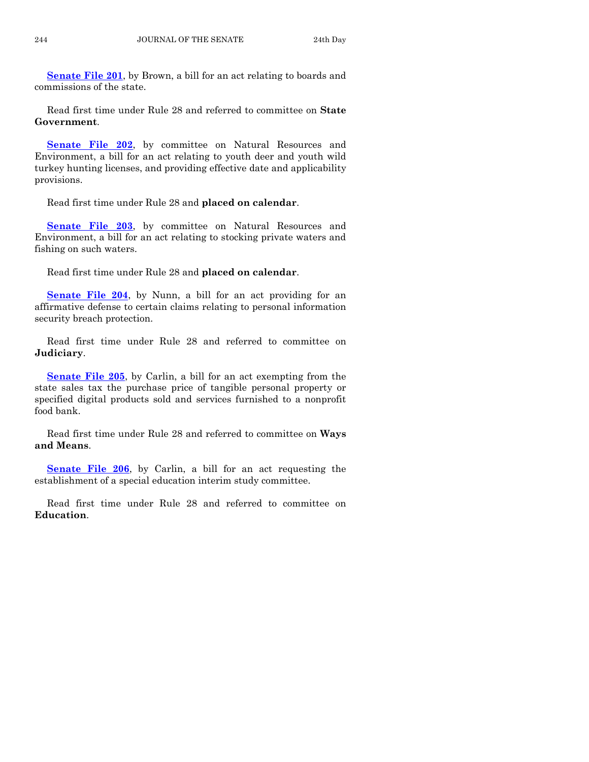**Senate File 201**, by Brown, a bill for an act relating to boards and commissions of the state.

Read first time under Rule 28 and referred to committee on **State Government**.

**Senate File 202**, by committee on Natural Resources and Environment, a bill for an act relating to youth deer and youth wild turkey hunting licenses, and providing effective date and applicability provisions.

Read first time under Rule 28 and **placed on calendar**.

**Senate File 203**, by committee on Natural Resources and Environment, a bill for an act relating to stocking private waters and fishing on such waters.

Read first time under Rule 28 and **placed on calendar**.

**Senate File 204**, by Nunn, a bill for an act providing for an affirmative defense to certain claims relating to personal information security breach protection.

Read first time under Rule 28 and referred to committee on **Judiciary**.

**Senate File 205**, by Carlin, a bill for an act exempting from the state sales tax the purchase price of tangible personal property or specified digital products sold and services furnished to a nonprofit food bank.

Read first time under Rule 28 and referred to committee on **Ways and Means**.

**Senate File 206**, by Carlin, a bill for an act requesting the establishment of a special education interim study committee.

Read first time under Rule 28 and referred to committee on **Education**.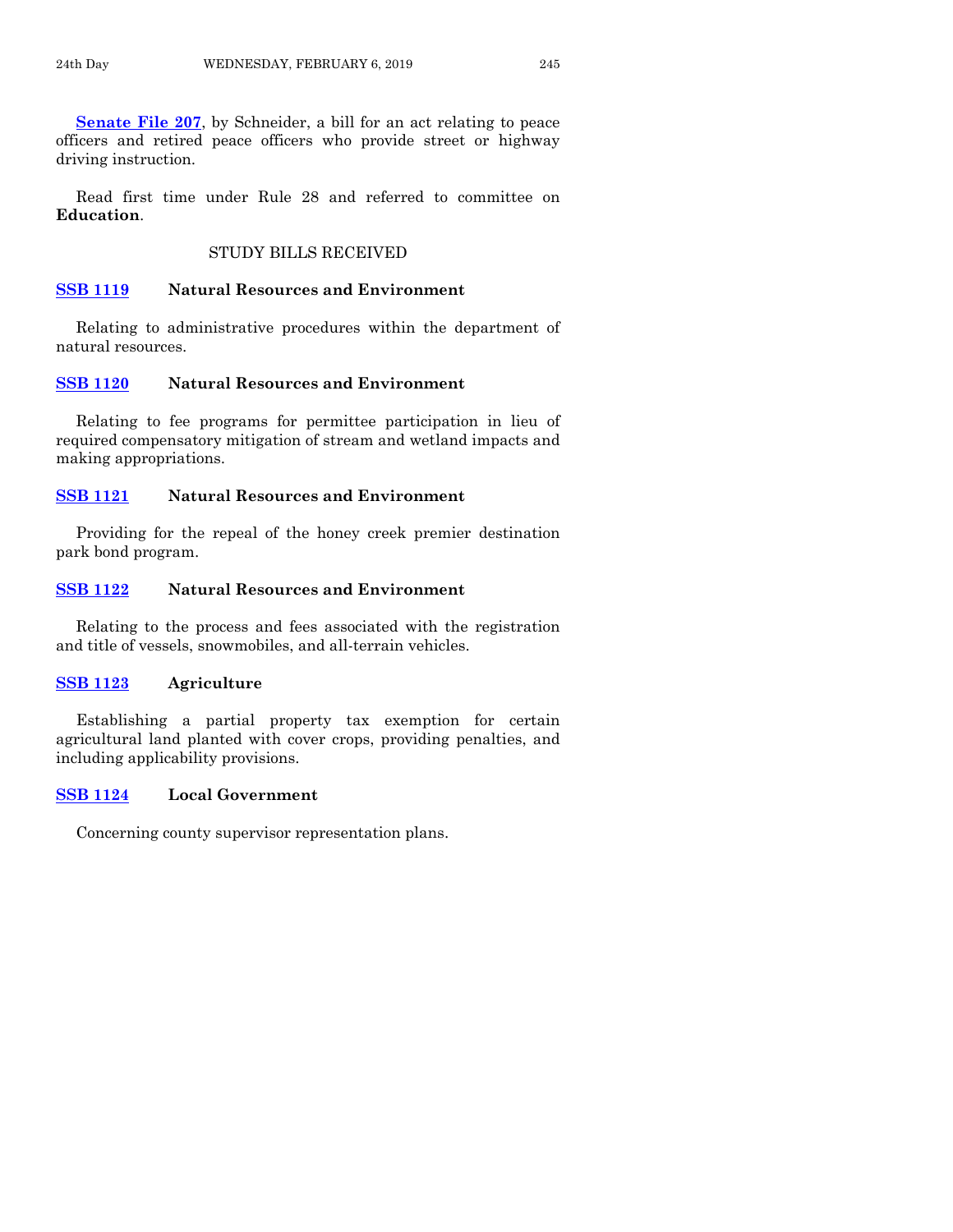**Senate File 207**, by Schneider, a bill for an act relating to peace officers and retired peace officers who provide street or highway driving instruction.

Read first time under Rule 28 and referred to committee on **Education**.

## STUDY BILLS RECEIVED

**SSB 1119** **Natural Resources and Environment**

Relating to administrative procedures within the department of natural resources.

**SSB 1120** **Natural Resources and Environment**

Relating to fee programs for permittee participation in lieu of required compensatory mitigation of stream and wetland impacts and making appropriations.

**SSB 1121** **Natural Resources and Environment**

Providing for the repeal of the honey creek premier destination park bond program.

**SSB 1122** **Natural Resources and Environment**

Relating to the process and fees associated with the registration and title of vessels, snowmobiles, and all-terrain vehicles.

**SSB 1123** **Agriculture**

Establishing a partial property tax exemption for certain agricultural land planted with cover crops, providing penalties, and including applicability provisions.

**SSB 1124** **Local Government**

Concerning county supervisor representation plans.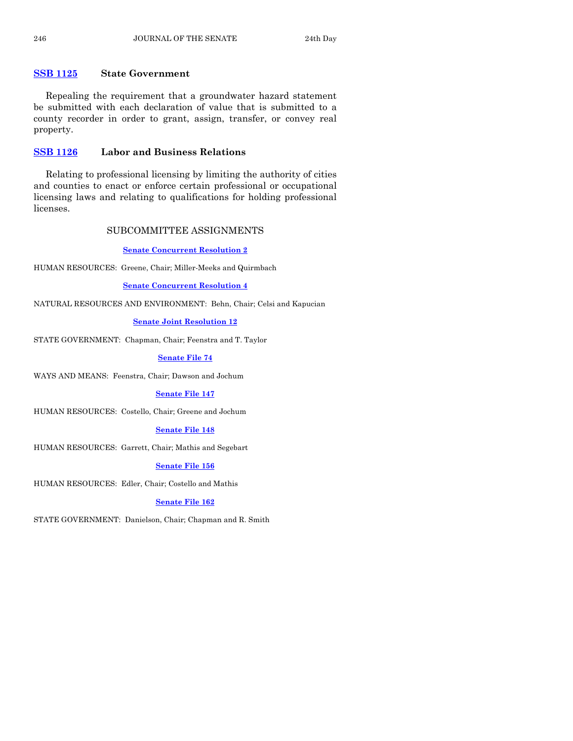**SSB 1125** **State Government**

Repealing the requirement that a groundwater hazard statement be submitted with each declaration of value that is submitted to a county recorder in order to grant, assign, transfer, or convey real property.

**SSB 1126** **Labor and Business Relations**

Relating to professional licensing by limiting the authority of cities and counties to enact or enforce certain professional or occupational licensing laws and relating to qualifications for holding professional licenses.

## SUBCOMMITTEE ASSIGNMENTS

**Senate Concurrent Resolution 2**

HUMAN RESOURCES: Greene, Chair; Miller-Meeks and Quirmbach

**Senate Concurrent Resolution 4**

NATURAL RESOURCES AND ENVIRONMENT: Behn, Chair; Celsi and Kapucian

**Senate Joint Resolution 12**

STATE GOVERNMENT: Chapman, Chair; Feenstra and T. Taylor

**Senate File 74**

WAYS AND MEANS: Feenstra, Chair; Dawson and Jochum

**Senate File 147**

HUMAN RESOURCES: Costello, Chair; Greene and Jochum

**Senate File 148**

HUMAN RESOURCES: Garrett, Chair; Mathis and Segebart

**Senate File 156**

HUMAN RESOURCES: Edler, Chair; Costello and Mathis

**Senate File 162**

STATE GOVERNMENT: Danielson, Chair; Chapman and R. Smith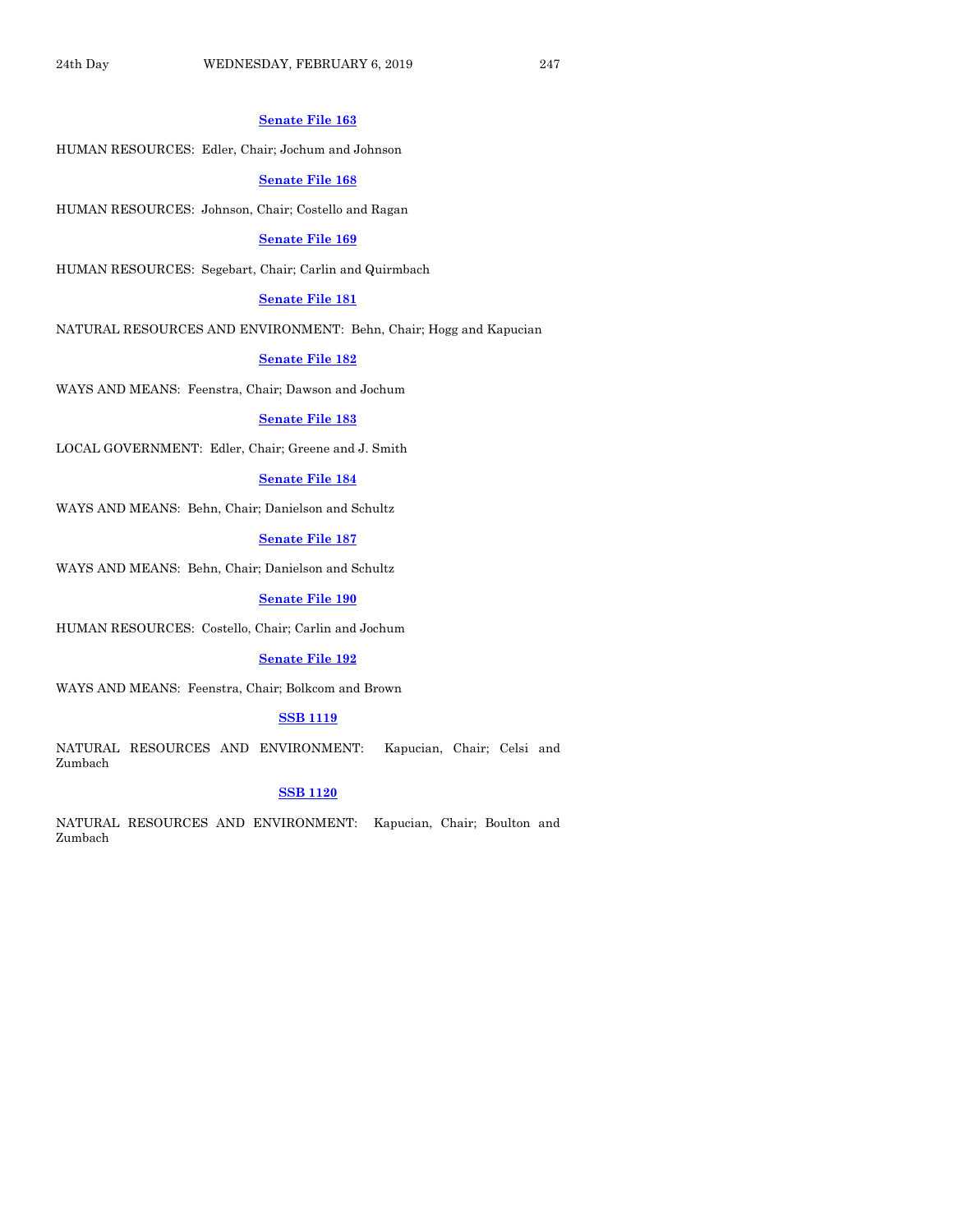**Senate File 163**

HUMAN RESOURCES: Edler, Chair; Jochum and Johnson

**Senate File 168**

HUMAN RESOURCES: Johnson, Chair; Costello and Ragan

**Senate File 169**

HUMAN RESOURCES: Segebart, Chair; Carlin and Quirmbach

**Senate File 181**

NATURAL RESOURCES AND ENVIRONMENT: Behn, Chair; Hogg and Kapucian

**Senate File 182**

WAYS AND MEANS: Feenstra, Chair; Dawson and Jochum

**Senate File 183**

LOCAL GOVERNMENT: Edler, Chair; Greene and J. Smith

**Senate File 184**

WAYS AND MEANS: Behn, Chair; Danielson and Schultz

**Senate File 187**

WAYS AND MEANS: Behn, Chair; Danielson and Schultz

**Senate File 190**

HUMAN RESOURCES: Costello, Chair; Carlin and Jochum

**Senate File 192**

WAYS AND MEANS: Feenstra, Chair; Bolkcom and Brown

**SSB 1119**

NATURAL RESOURCES AND ENVIRONMENT: Kapucian, Chair; Celsi and Zumbach

**SSB 1120**

NATURAL RESOURCES AND ENVIRONMENT: Kapucian, Chair; Boulton and Zumbach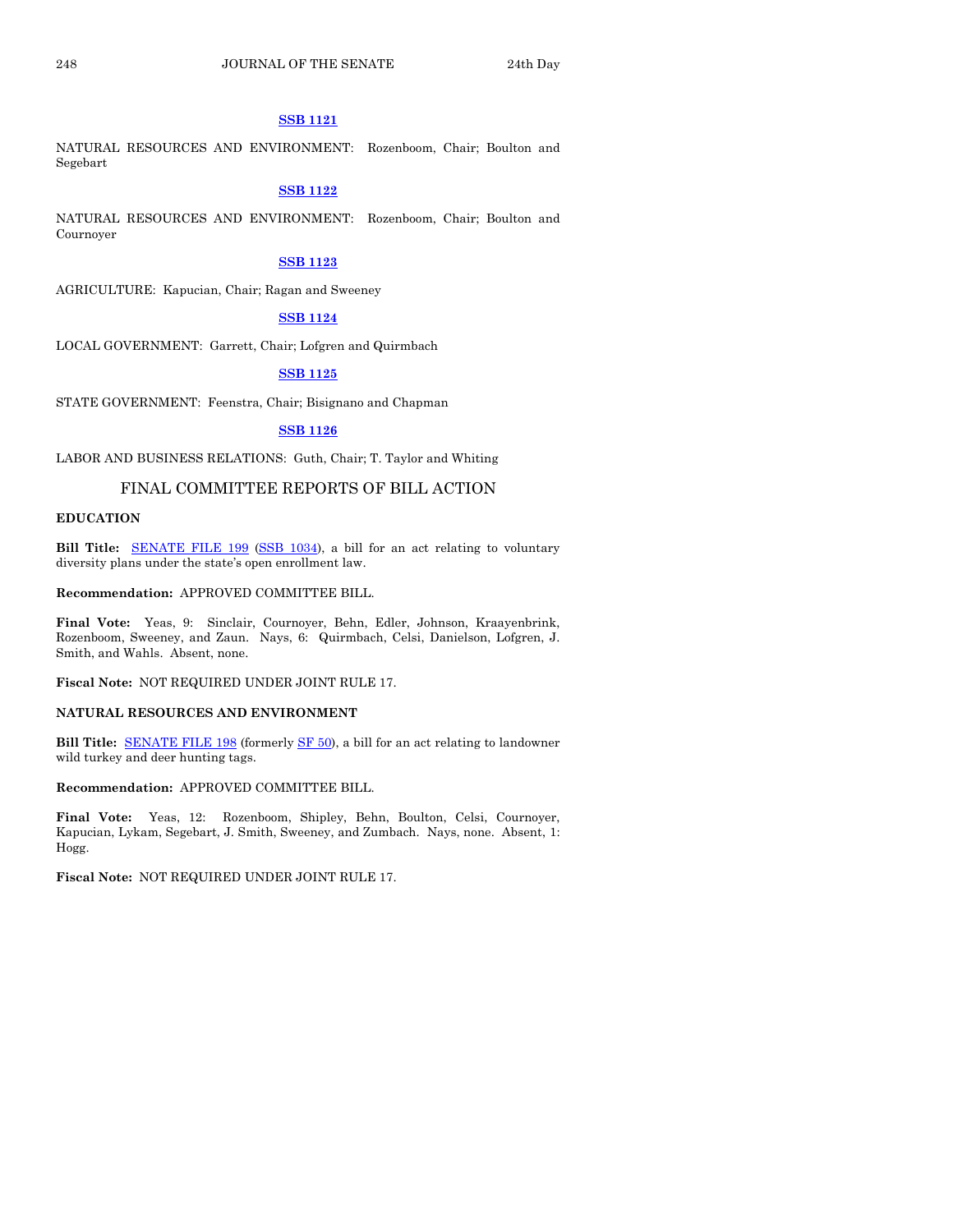**SSB 1121**

NATURAL RESOURCES AND ENVIRONMENT: Rozenboom, Chair; Boulton and Segebart

**SSB 1122**

NATURAL RESOURCES AND ENVIRONMENT: Rozenboom, Chair; Boulton and Cournoyer

**SSB 1123**

AGRICULTURE: Kapucian, Chair; Ragan and Sweeney

**SSB 1124**

LOCAL GOVERNMENT: Garrett, Chair; Lofgren and Quirmbach

**SSB 1125**

STATE GOVERNMENT: Feenstra, Chair; Bisignano and Chapman

**SSB 1126**

LABOR AND BUSINESS RELATIONS: Guth, Chair; T. Taylor and Whiting

## FINAL COMMITTEE REPORTS OF BILL ACTION

**EDUCATION**

**Bill Title:** SENATE FILE 199 (SSB 1034), a bill for an act relating to voluntary diversity plans under the state's open enrollment law.

**Recommendation:** APPROVED COMMITTEE BILL.

**Final Vote:** Yeas, 9: Sinclair, Cournoyer, Behn, Edler, Johnson, Kraayenbrink, Rozenboom, Sweeney, and Zaun. Nays, 6: Quirmbach, Celsi, Danielson, Lofgren, J. Smith, and Wahls. Absent, none.

**Fiscal Note:** NOT REQUIRED UNDER JOINT RULE 17.

**NATURAL RESOURCES AND ENVIRONMENT**

**Bill Title:** SENATE FILE 198 (formerly SF 50), a bill for an act relating to landowner wild turkey and deer hunting tags.

**Recommendation:** APPROVED COMMITTEE BILL.

**Final Vote:** Yeas, 12: Rozenboom, Shipley, Behn, Boulton, Celsi, Cournoyer, Kapucian, Lykam, Segebart, J. Smith, Sweeney, and Zumbach. Nays, none. Absent, 1: Hogg.

**Fiscal Note:** NOT REQUIRED UNDER JOINT RULE 17.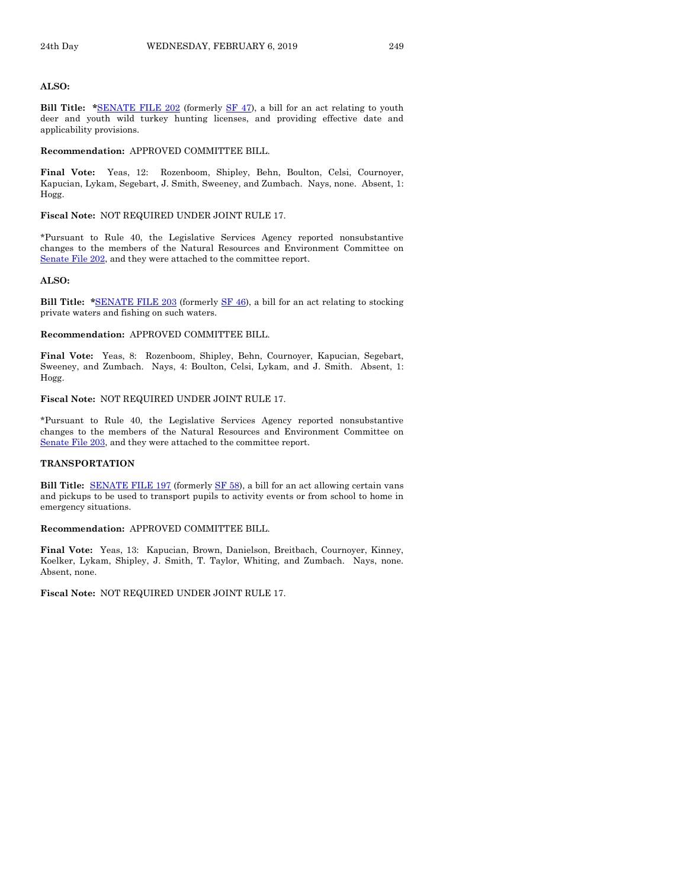**ALSO:**

**Bill Title:** ***SENATE FILE 202** (formerly SF 47), a bill for an act relating to youth deer and youth wild turkey hunting licenses, and providing effective date and applicability provisions.

**Recommendation:** APPROVED COMMITTEE BILL.

**Final Vote:** Yeas, 12: Rozenboom, Shipley, Behn, Boulton, Celsi, Cournoyer, Kapucian, Lykam, Segebart, J. Smith, Sweeney, and Zumbach. Nays, none. Absent, 1: Hogg.

**Fiscal Note:** NOT REQUIRED UNDER JOINT RULE 17.

*Pursuant to Rule 40, the Legislative Services Agency reported nonsubstantive changes to the members of the Natural Resources and Environment Committee on Senate File 202, and they were attached to the committee report.

**ALSO:**

**Bill Title:** ***SENATE FILE 203** (formerly SF 46), a bill for an act relating to stocking private waters and fishing on such waters.

**Recommendation:** APPROVED COMMITTEE BILL.

**Final Vote:** Yeas, 8: Rozenboom, Shipley, Behn, Cournoyer, Kapucian, Segebart, Sweeney, and Zumbach. Nays, 4: Boulton, Celsi, Lykam, and J. Smith. Absent, 1: Hogg.

**Fiscal Note:** NOT REQUIRED UNDER JOINT RULE 17.

*Pursuant to Rule 40, the Legislative Services Agency reported nonsubstantive changes to the members of the Natural Resources and Environment Committee on Senate File 203, and they were attached to the committee report.

**TRANSPORTATION**

**Bill Title:** SENATE FILE 197 (formerly SF 58), a bill for an act allowing certain vans and pickups to be used to transport pupils to activity events or from school to home in emergency situations.

**Recommendation:** APPROVED COMMITTEE BILL.

**Final Vote:** Yeas, 13: Kapucian, Brown, Danielson, Breitbach, Cournoyer, Kinney, Koelker, Lykam, Shipley, J. Smith, T. Taylor, Whiting, and Zumbach. Nays, none. Absent, none.

**Fiscal Note:** NOT REQUIRED UNDER JOINT RULE 17.